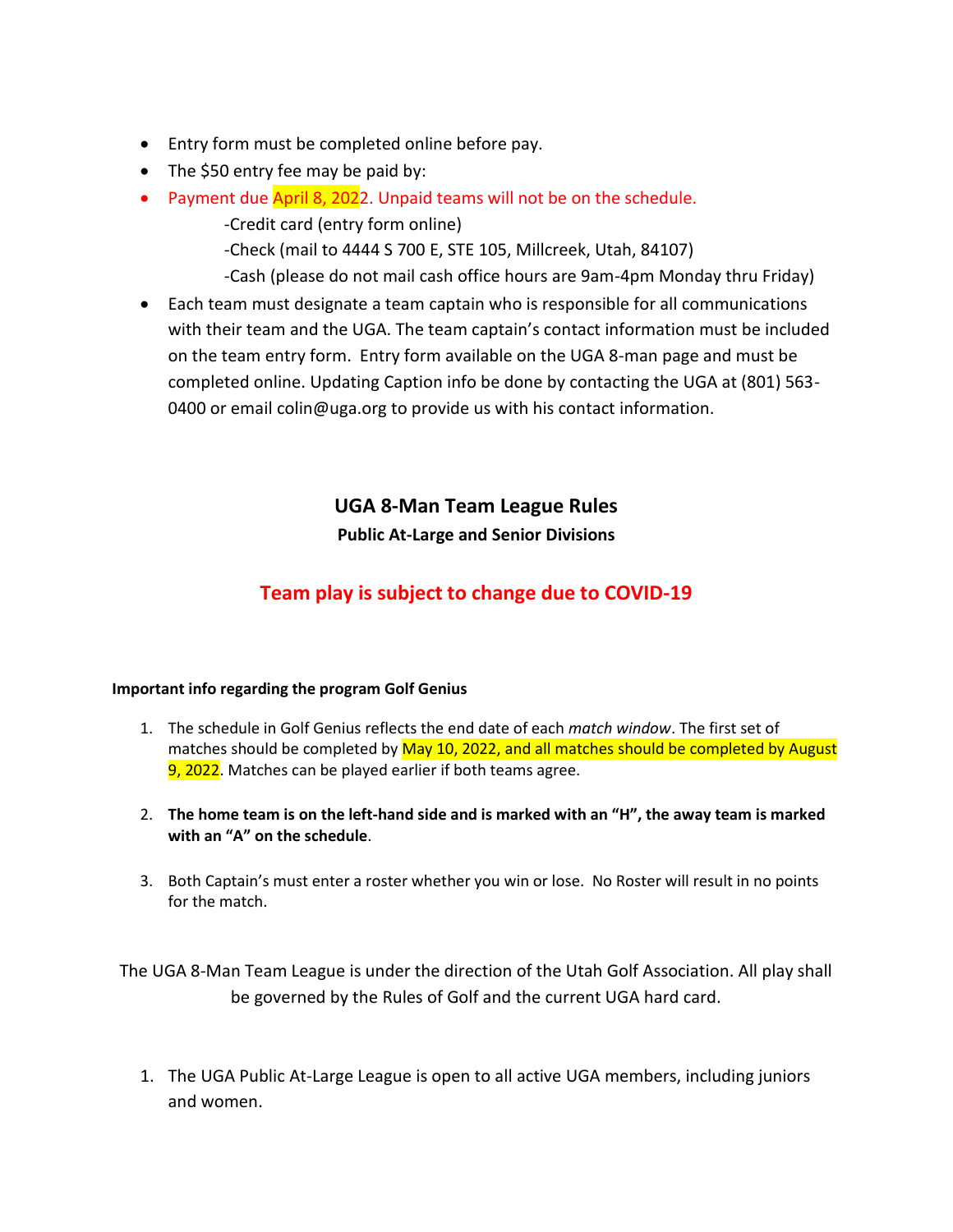- Entry form must be completed online before pay.
- The $50 entry fee may be paid by:
- Payment due April 8, 2022. Unpaid teams will not be on the schedule.
  - -Credit card (entry form online)
  - -Check (mail to 4444 S 700 E, STE 105, Millcreek, Utah, 84107)
  - -Cash (please do not mail cash office hours are 9am-4pm Monday thru Friday)
- Each team must designate a team captain who is responsible for all communications with their team and the UGA. The team captain's contact information must be included on the team entry form. Entry form available on the UGA 8-man page and must be completed online. Updating Caption info be done by contacting the UGA at (801) 563-0400 or email colin@uga.org to provide us with his contact information.

## UGA 8-Man Team League Rules

### Public At-Large and Senior Divisions

## Team play is subject to change due to COVID-19

**Important info regarding the program Golf Genius**

1. The schedule in Golf Genius reflects the end date of each *match window*. The first set of matches should be completed by May 10, 2022, and all matches should be completed by August 9, 2022. Matches can be played earlier if both teams agree.

2. **The home team is on the left-hand side and is marked with an "H", the away team is marked with an "A" on the schedule**.

3. Both Captain's must enter a roster whether you win or lose. No Roster will result in no points for the match.

The UGA 8-Man Team League is under the direction of the Utah Golf Association. All play shall be governed by the Rules of Golf and the current UGA hard card.

1. The UGA Public At-Large League is open to all active UGA members, including juniors and women.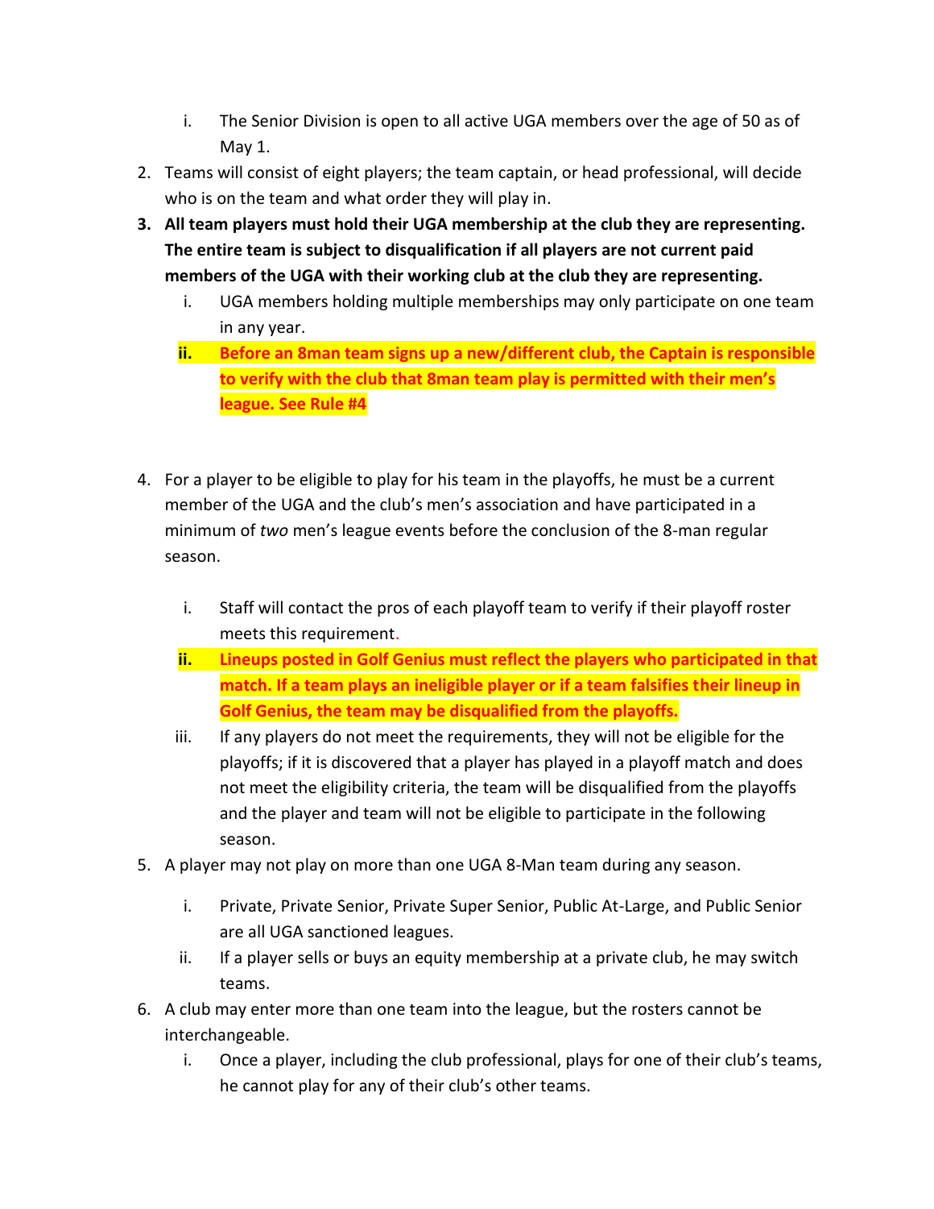i. The Senior Division is open to all active UGA members over the age of 50 as of May 1.

2. Teams will consist of eight players; the team captain, or head professional, will decide who is on the team and what order they will play in.
3. **All team players must hold their UGA membership at the club they are representing. The entire team is subject to disqualification if all players are not current paid members of the UGA with their working club at the club they are representing.**
   i. UGA members holding multiple memberships may only participate on one team in any year.
   
   ii. **Before an 8man team signs up a new/different club, the Captain is responsible to verify with the club that 8man team play is permitted with their men's league. See Rule #4**

4. For a player to be eligible to play for his team in the playoffs, he must be a current member of the UGA and the club's men's association and have participated in a minimum of *two* men's league events before the conclusion of the 8-man regular season.
   i. Staff will contact the pros of each playoff team to verify if their playoff roster meets this requirement.
   
   ii. **Lineups posted in Golf Genius must reflect the players who participated in that match. If a team plays an ineligible player or if a team falsifies their lineup in Golf Genius, the team may be disqualified from the playoffs.**
   
   iii. If any players do not meet the requirements, they will not be eligible for the playoffs; if it is discovered that a player has played in a playoff match and does not meet the eligibility criteria, the team will be disqualified from the playoffs and the player and team will not be eligible to participate in the following season.

5. A player may not play on more than one UGA 8-Man team during any season.
   i. Private, Private Senior, Private Super Senior, Public At-Large, and Public Senior are all UGA sanctioned leagues.
   
   ii. If a player sells or buys an equity membership at a private club, he may switch teams.

6. A club may enter more than one team into the league, but the rosters cannot be interchangeable.
   i. Once a player, including the club professional, plays for one of their club's teams, he cannot play for any of their club's other teams.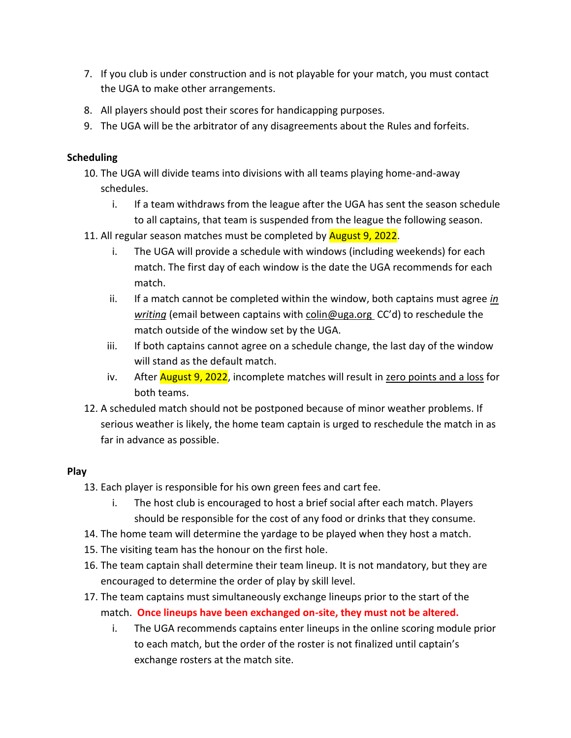7. If you club is under construction and is not playable for your match, you must contact the UGA to make other arrangements.
8. All players should post their scores for handicapping purposes.
9. The UGA will be the arbitrator of any disagreements about the Rules and forfeits.

**Scheduling**

10. The UGA will divide teams into divisions with all teams playing home-and-away schedules.
    i. If a team withdraws from the league after the UGA has sent the season schedule to all captains, that team is suspended from the league the following season.
11. All regular season matches must be completed by August 9, 2022.
    i. The UGA will provide a schedule with windows (including weekends) for each match. The first day of each window is the date the UGA recommends for each match.
    ii. If a match cannot be completed within the window, both captains must agree ***in writing*** (email between captains with colin@uga.org CC'd) to reschedule the match outside of the window set by the UGA.
    iii. If both captains cannot agree on a schedule change, the last day of the window will stand as the default match.
    iv. After August 9, 2022, incomplete matches will result in zero points and a loss for both teams.
12. A scheduled match should not be postponed because of minor weather problems. If serious weather is likely, the home team captain is urged to reschedule the match in as far in advance as possible.

**Play**

13. Each player is responsible for his own green fees and cart fee.
    i. The host club is encouraged to host a brief social after each match. Players should be responsible for the cost of any food or drinks that they consume.
14. The home team will determine the yardage to be played when they host a match.
15. The visiting team has the honour on the first hole.
16. The team captain shall determine their team lineup. It is not mandatory, but they are encouraged to determine the order of play by skill level.
17. The team captains must simultaneously exchange lineups prior to the start of the match. **Once lineups have been exchanged on-site, they must not be altered.**
    i. The UGA recommends captains enter lineups in the online scoring module prior to each match, but the order of the roster is not finalized until captain's exchange rosters at the match site.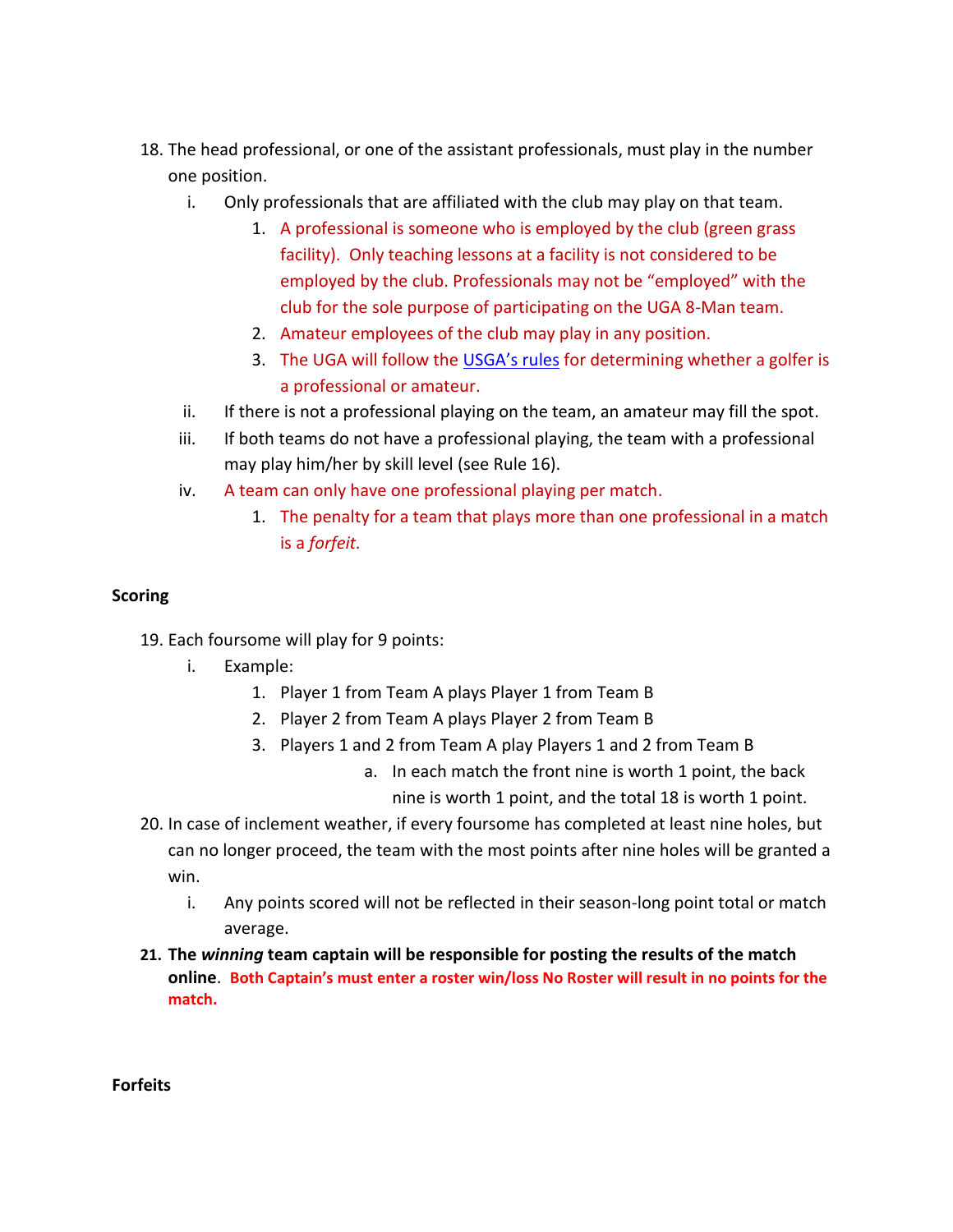18. The head professional, or one of the assistant professionals, must play in the number one position.
    i. Only professionals that are affiliated with the club may play on that team.
        1. A professional is someone who is employed by the club (green grass facility). Only teaching lessons at a facility is not considered to be employed by the club. Professionals may not be "employed" with the club for the sole purpose of participating on the UGA 8-Man team.
        2. Amateur employees of the club may play in any position.
        3. The UGA will follow the USGA's rules for determining whether a golfer is a professional or amateur.
    ii. If there is not a professional playing on the team, an amateur may fill the spot.
    iii. If both teams do not have a professional playing, the team with a professional may play him/her by skill level (see Rule 16).
    iv. A team can only have one professional playing per match.
        1. The penalty for a team that plays more than one professional in a match is a *forfeit.*

**Scoring**

19. Each foursome will play for 9 points:
    i. Example:
        1. Player 1 from Team A plays Player 1 from Team B
        2. Player 2 from Team A plays Player 2 from Team B
        3. Players 1 and 2 from Team A play Players 1 and 2 from Team B
            a. In each match the front nine is worth 1 point, the back nine is worth 1 point, and the total 18 is worth 1 point.
20. In case of inclement weather, if every foursome has completed at least nine holes, but can no longer proceed, the team with the most points after nine holes will be granted a win.
    i. Any points scored will not be reflected in their season-long point total or match average.
21. **The *winning* team captain will be responsible for posting the results of the match online**. **Both Captain's must enter a roster win/loss No Roster will result in no points for the match.**

**Forfeits**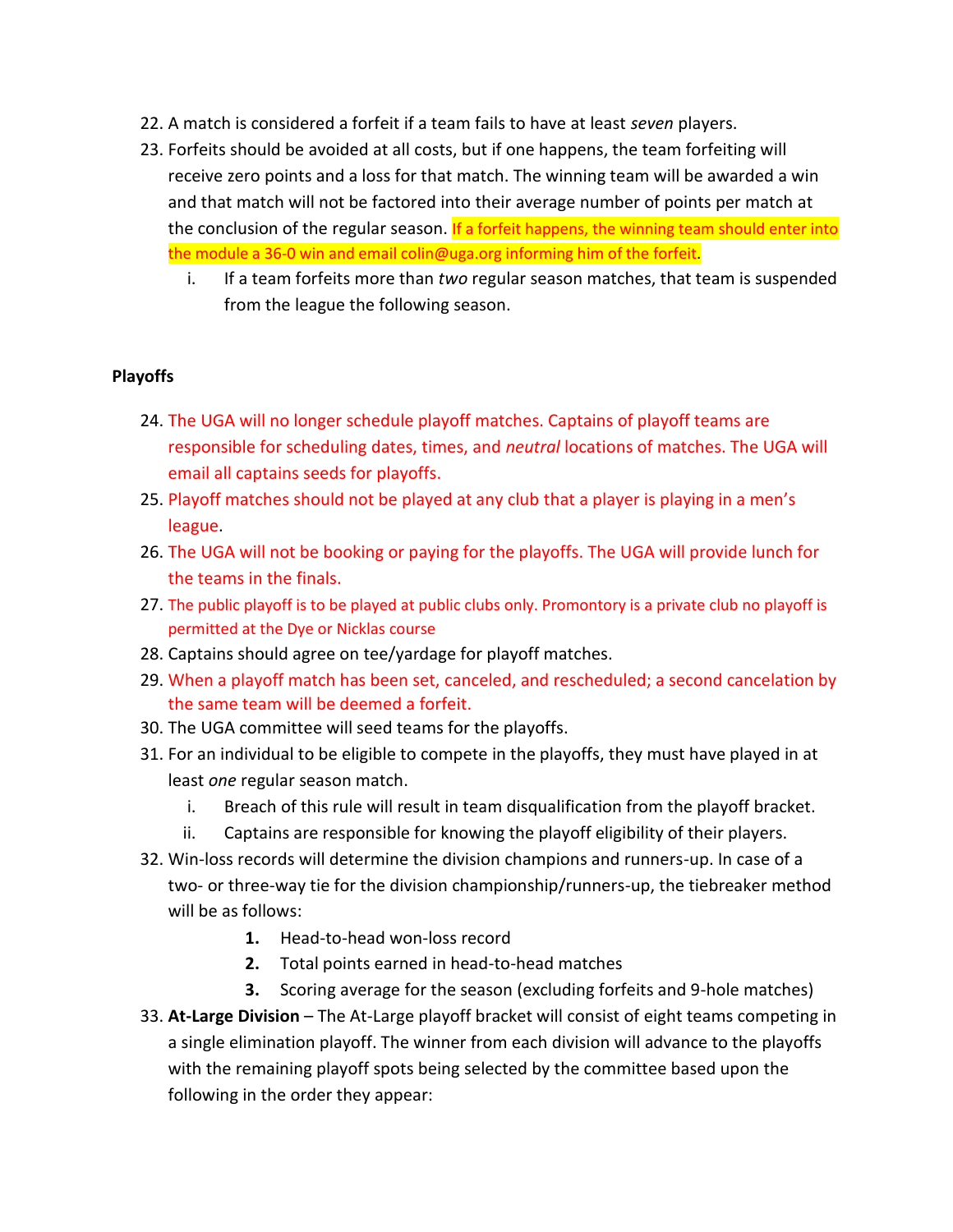22. A match is considered a forfeit if a team fails to have at least *seven* players.
23. Forfeits should be avoided at all costs, but if one happens, the team forfeiting will receive zero points and a loss for that match. The winning team will be awarded a win and that match will not be factored into their average number of points per match at the conclusion of the regular season. If a forfeit happens, the winning team should enter into the module a 36-0 win and email colin@uga.org informing him of the forfeit.
    i. If a team forfeits more than *two* regular season matches, that team is suspended from the league the following season.

**Playoffs**

24. The UGA will no longer schedule playoff matches. Captains of playoff teams are responsible for scheduling dates, times, and *neutral* locations of matches. The UGA will email all captains seeds for playoffs.
25. Playoff matches should not be played at any club that a player is playing in a men's league.
26. The UGA will not be booking or paying for the playoffs. The UGA will provide lunch for the teams in the finals.
27. The public playoff is to be played at public clubs only. Promontory is a private club no playoff is permitted at the Dye or Nicklas course
28. Captains should agree on tee/yardage for playoff matches.
29. When a playoff match has been set, canceled, and rescheduled; a second cancelation by the same team will be deemed a forfeit.
30. The UGA committee will seed teams for the playoffs.
31. For an individual to be eligible to compete in the playoffs, they must have played in at least *one* regular season match.
    i. Breach of this rule will result in team disqualification from the playoff bracket.
    ii. Captains are responsible for knowing the playoff eligibility of their players.
32. Win-loss records will determine the division champions and runners-up. In case of a two- or three-way tie for the division championship/runners-up, the tiebreaker method will be as follows:
    1. Head-to-head won-loss record
    2. Total points earned in head-to-head matches
    3. Scoring average for the season (excluding forfeits and 9-hole matches)
33. **At-Large Division** – The At-Large playoff bracket will consist of eight teams competing in a single elimination playoff. The winner from each division will advance to the playoffs with the remaining playoff spots being selected by the committee based upon the following in the order they appear: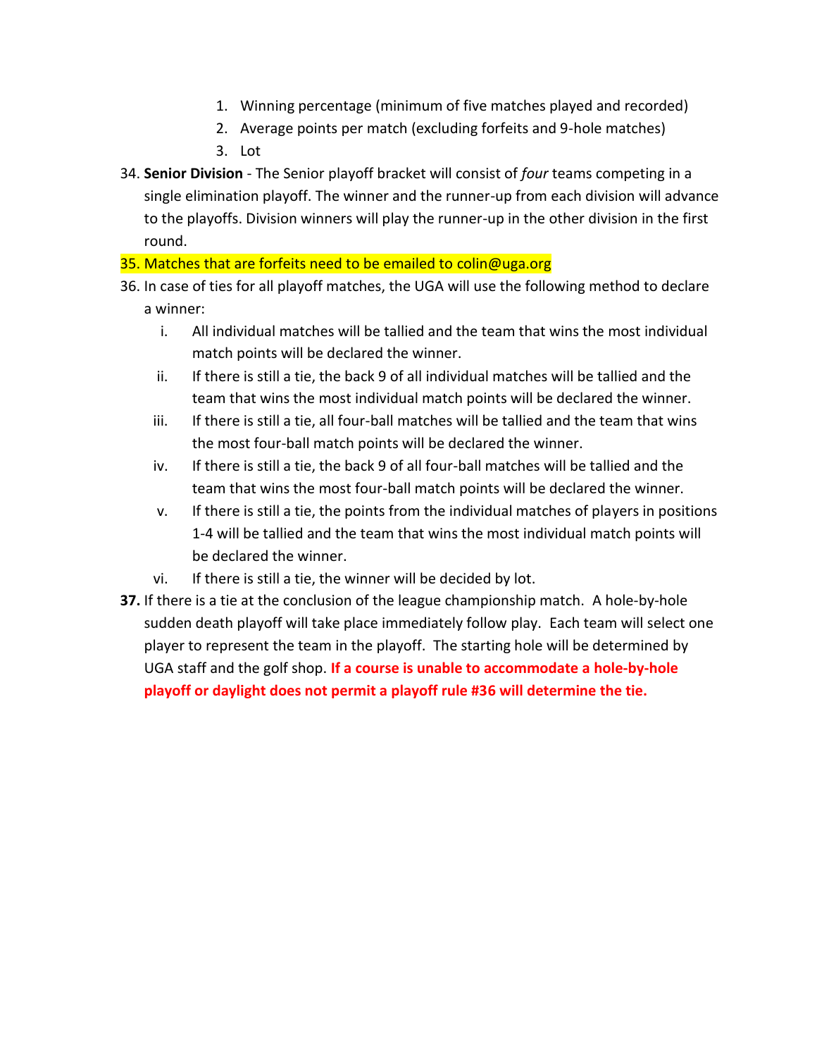1. Winning percentage (minimum of five matches played and recorded)
2. Average points per match (excluding forfeits and 9-hole matches)
3. Lot

34. **Senior Division** - The Senior playoff bracket will consist of *four* teams competing in a single elimination playoff. The winner and the runner-up from each division will advance to the playoffs. Division winners will play the runner-up in the other division in the first round.

35. Matches that are forfeits need to be emailed to colin@uga.org

36. In case of ties for all playoff matches, the UGA will use the following method to declare a winner:
    - i. All individual matches will be tallied and the team that wins the most individual match points will be declared the winner.
    - ii. If there is still a tie, the back 9 of all individual matches will be tallied and the team that wins the most individual match points will be declared the winner.
    - iii. If there is still a tie, all four-ball matches will be tallied and the team that wins the most four-ball match points will be declared the winner.
    - iv. If there is still a tie, the back 9 of all four-ball matches will be tallied and the team that wins the most four-ball match points will be declared the winner.
    - v. If there is still a tie, the points from the individual matches of players in positions 1-4 will be tallied and the team that wins the most individual match points will be declared the winner.
    - vi. If there is still a tie, the winner will be decided by lot.

**37.** If there is a tie at the conclusion of the league championship match. A hole-by-hole sudden death playoff will take place immediately follow play. Each team will select one player to represent the team in the playoff. The starting hole will be determined by UGA staff and the golf shop. **If a course is unable to accommodate a hole-by-hole playoff or daylight does not permit a playoff rule #36 will determine the tie.**